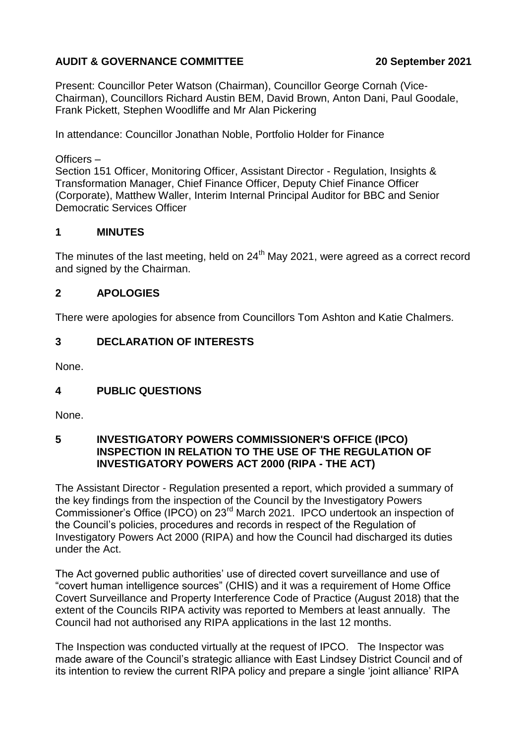**AUDIT & GOVERNANCE COMMITTEE** **20 September 2021**

Present: Councillor Peter Watson (Chairman), Councillor George Cornah (Vice-Chairman), Councillors Richard Austin BEM, David Brown, Anton Dani, Paul Goodale, Frank Pickett, Stephen Woodliffe and Mr Alan Pickering

In attendance: Councillor Jonathan Noble, Portfolio Holder for Finance

Officers –
Section 151 Officer, Monitoring Officer, Assistant Director - Regulation, Insights & Transformation Manager, Chief Finance Officer, Deputy Chief Finance Officer (Corporate), Matthew Waller, Interim Internal Principal Auditor for BBC and Senior Democratic Services Officer

## 1 MINUTES

The minutes of the last meeting, held on 24th May 2021, were agreed as a correct record and signed by the Chairman.

## 2 APOLOGIES

There were apologies for absence from Councillors Tom Ashton and Katie Chalmers.

## 3 DECLARATION OF INTERESTS

None.

## 4 PUBLIC QUESTIONS

None.

## 5 INVESTIGATORY POWERS COMMISSIONER'S OFFICE (IPCO) INSPECTION IN RELATION TO THE USE OF THE REGULATION OF INVESTIGATORY POWERS ACT 2000 (RIPA - THE ACT)

The Assistant Director - Regulation presented a report, which provided a summary of the key findings from the inspection of the Council by the Investigatory Powers Commissioner's Office (IPCO) on 23rd March 2021. IPCO undertook an inspection of the Council's policies, procedures and records in respect of the Regulation of Investigatory Powers Act 2000 (RIPA) and how the Council had discharged its duties under the Act.

The Act governed public authorities' use of directed covert surveillance and use of "covert human intelligence sources" (CHIS) and it was a requirement of Home Office Covert Surveillance and Property Interference Code of Practice (August 2018) that the extent of the Councils RIPA activity was reported to Members at least annually. The Council had not authorised any RIPA applications in the last 12 months.

The Inspection was conducted virtually at the request of IPCO. The Inspector was made aware of the Council's strategic alliance with East Lindsey District Council and of its intention to review the current RIPA policy and prepare a single 'joint alliance' RIPA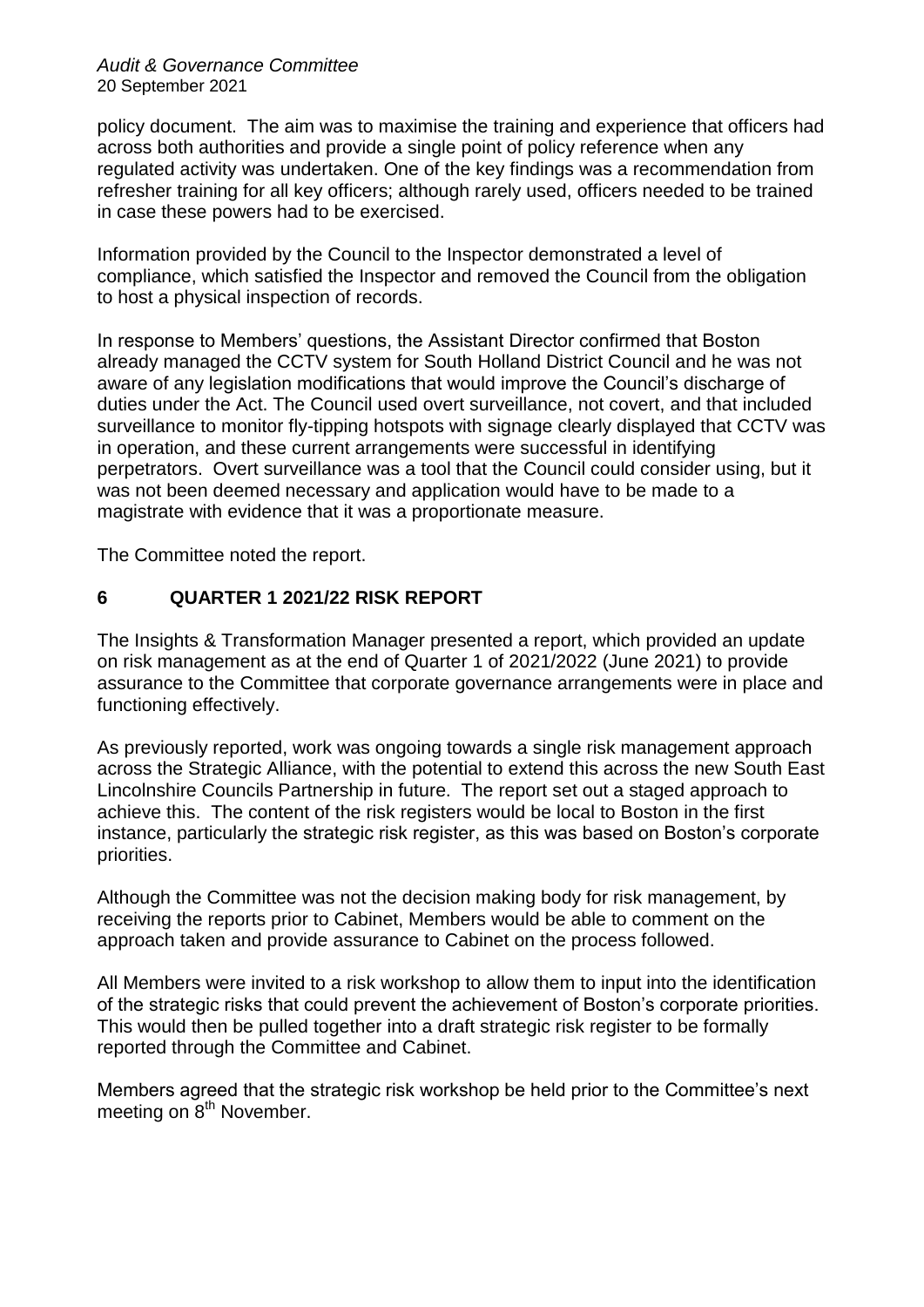policy document. The aim was to maximise the training and experience that officers had across both authorities and provide a single point of policy reference when any regulated activity was undertaken. One of the key findings was a recommendation from refresher training for all key officers; although rarely used, officers needed to be trained in case these powers had to be exercised.

Information provided by the Council to the Inspector demonstrated a level of compliance, which satisfied the Inspector and removed the Council from the obligation to host a physical inspection of records.

In response to Members' questions, the Assistant Director confirmed that Boston already managed the CCTV system for South Holland District Council and he was not aware of any legislation modifications that would improve the Council's discharge of duties under the Act. The Council used overt surveillance, not covert, and that included surveillance to monitor fly-tipping hotspots with signage clearly displayed that CCTV was in operation, and these current arrangements were successful in identifying perpetrators. Overt surveillance was a tool that the Council could consider using, but it was not been deemed necessary and application would have to be made to a magistrate with evidence that it was a proportionate measure.

The Committee noted the report.

## 6 QUARTER 1 2021/22 RISK REPORT

The Insights & Transformation Manager presented a report, which provided an update on risk management as at the end of Quarter 1 of 2021/2022 (June 2021) to provide assurance to the Committee that corporate governance arrangements were in place and functioning effectively.

As previously reported, work was ongoing towards a single risk management approach across the Strategic Alliance, with the potential to extend this across the new South East Lincolnshire Councils Partnership in future. The report set out a staged approach to achieve this. The content of the risk registers would be local to Boston in the first instance, particularly the strategic risk register, as this was based on Boston's corporate priorities.

Although the Committee was not the decision making body for risk management, by receiving the reports prior to Cabinet, Members would be able to comment on the approach taken and provide assurance to Cabinet on the process followed.

All Members were invited to a risk workshop to allow them to input into the identification of the strategic risks that could prevent the achievement of Boston's corporate priorities. This would then be pulled together into a draft strategic risk register to be formally reported through the Committee and Cabinet.

Members agreed that the strategic risk workshop be held prior to the Committee's next meeting on 8th November.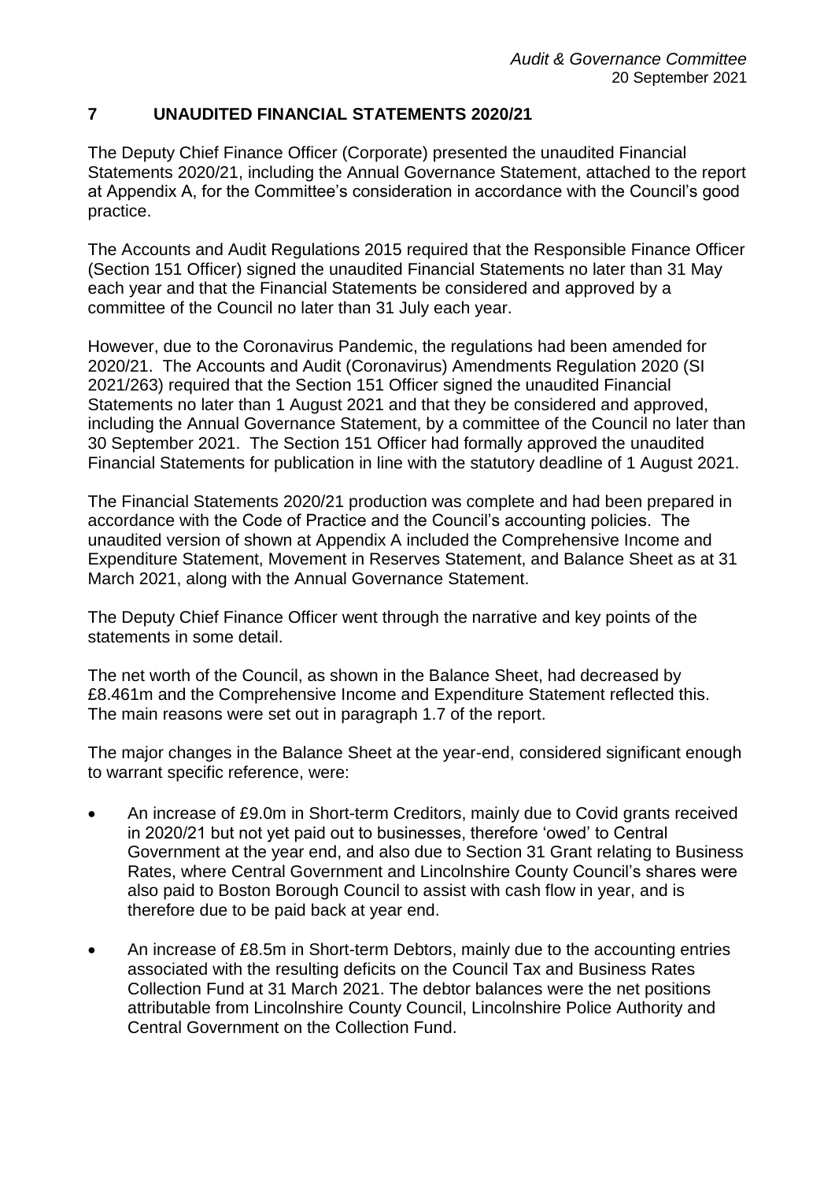## 7 UNAUDITED FINANCIAL STATEMENTS 2020/21

The Deputy Chief Finance Officer (Corporate) presented the unaudited Financial Statements 2020/21, including the Annual Governance Statement, attached to the report at Appendix A, for the Committee's consideration in accordance with the Council's good practice.

The Accounts and Audit Regulations 2015 required that the Responsible Finance Officer (Section 151 Officer) signed the unaudited Financial Statements no later than 31 May each year and that the Financial Statements be considered and approved by a committee of the Council no later than 31 July each year.

However, due to the Coronavirus Pandemic, the regulations had been amended for 2020/21. The Accounts and Audit (Coronavirus) Amendments Regulation 2020 (SI 2021/263) required that the Section 151 Officer signed the unaudited Financial Statements no later than 1 August 2021 and that they be considered and approved, including the Annual Governance Statement, by a committee of the Council no later than 30 September 2021. The Section 151 Officer had formally approved the unaudited Financial Statements for publication in line with the statutory deadline of 1 August 2021.

The Financial Statements 2020/21 production was complete and had been prepared in accordance with the Code of Practice and the Council's accounting policies. The unaudited version of shown at Appendix A included the Comprehensive Income and Expenditure Statement, Movement in Reserves Statement, and Balance Sheet as at 31 March 2021, along with the Annual Governance Statement.

The Deputy Chief Finance Officer went through the narrative and key points of the statements in some detail.

The net worth of the Council, as shown in the Balance Sheet, had decreased by £8.461m and the Comprehensive Income and Expenditure Statement reflected this. The main reasons were set out in paragraph 1.7 of the report.

The major changes in the Balance Sheet at the year-end, considered significant enough to warrant specific reference, were:

- An increase of £9.0m in Short-term Creditors, mainly due to Covid grants received in 2020/21 but not yet paid out to businesses, therefore 'owed' to Central Government at the year end, and also due to Section 31 Grant relating to Business Rates, where Central Government and Lincolnshire County Council's shares were also paid to Boston Borough Council to assist with cash flow in year, and is therefore due to be paid back at year end.
- An increase of £8.5m in Short-term Debtors, mainly due to the accounting entries associated with the resulting deficits on the Council Tax and Business Rates Collection Fund at 31 March 2021. The debtor balances were the net positions attributable from Lincolnshire County Council, Lincolnshire Police Authority and Central Government on the Collection Fund.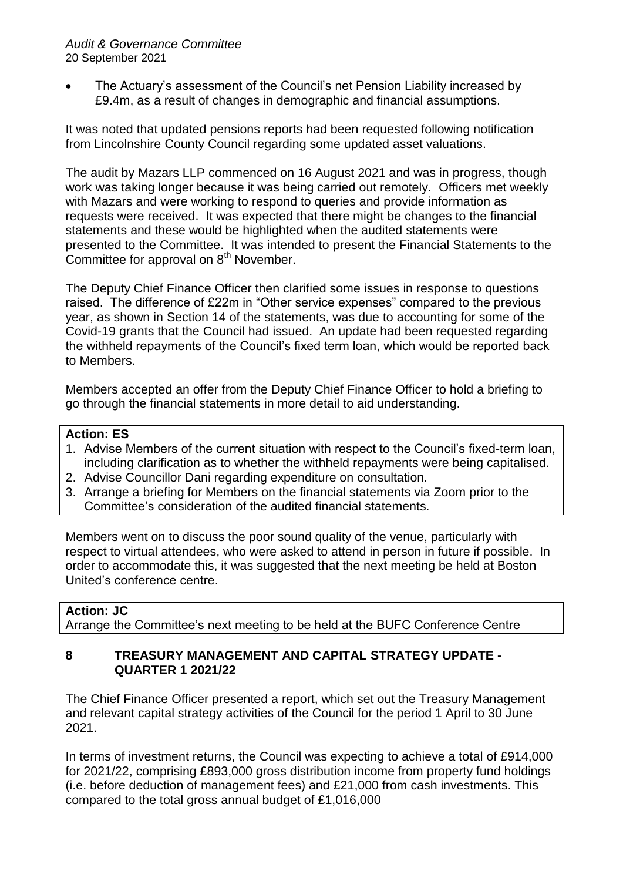- The Actuary's assessment of the Council's net Pension Liability increased by £9.4m, as a result of changes in demographic and financial assumptions.

It was noted that updated pensions reports had been requested following notification from Lincolnshire County Council regarding some updated asset valuations.

The audit by Mazars LLP commenced on 16 August 2021 and was in progress, though work was taking longer because it was being carried out remotely. Officers met weekly with Mazars and were working to respond to queries and provide information as requests were received. It was expected that there might be changes to the financial statements and these would be highlighted when the audited statements were presented to the Committee. It was intended to present the Financial Statements to the Committee for approval on 8th November.

The Deputy Chief Finance Officer then clarified some issues in response to questions raised. The difference of £22m in "Other service expenses" compared to the previous year, as shown in Section 14 of the statements, was due to accounting for some of the Covid-19 grants that the Council had issued. An update had been requested regarding the withheld repayments of the Council's fixed term loan, which would be reported back to Members.

Members accepted an offer from the Deputy Chief Finance Officer to hold a briefing to go through the financial statements in more detail to aid understanding.

**Action: ES**

1. Advise Members of the current situation with respect to the Council's fixed-term loan, including clarification as to whether the withheld repayments were being capitalised.
2. Advise Councillor Dani regarding expenditure on consultation.
3. Arrange a briefing for Members on the financial statements via Zoom prior to the Committee's consideration of the audited financial statements.

Members went on to discuss the poor sound quality of the venue, particularly with respect to virtual attendees, who were asked to attend in person in future if possible. In order to accommodate this, it was suggested that the next meeting be held at Boston United's conference centre.

**Action: JC**

Arrange the Committee's next meeting to be held at the BUFC Conference Centre

## 8 TREASURY MANAGEMENT AND CAPITAL STRATEGY UPDATE - QUARTER 1 2021/22

The Chief Finance Officer presented a report, which set out the Treasury Management and relevant capital strategy activities of the Council for the period 1 April to 30 June 2021.

In terms of investment returns, the Council was expecting to achieve a total of £914,000 for 2021/22, comprising £893,000 gross distribution income from property fund holdings (i.e. before deduction of management fees) and £21,000 from cash investments. This compared to the total gross annual budget of £1,016,000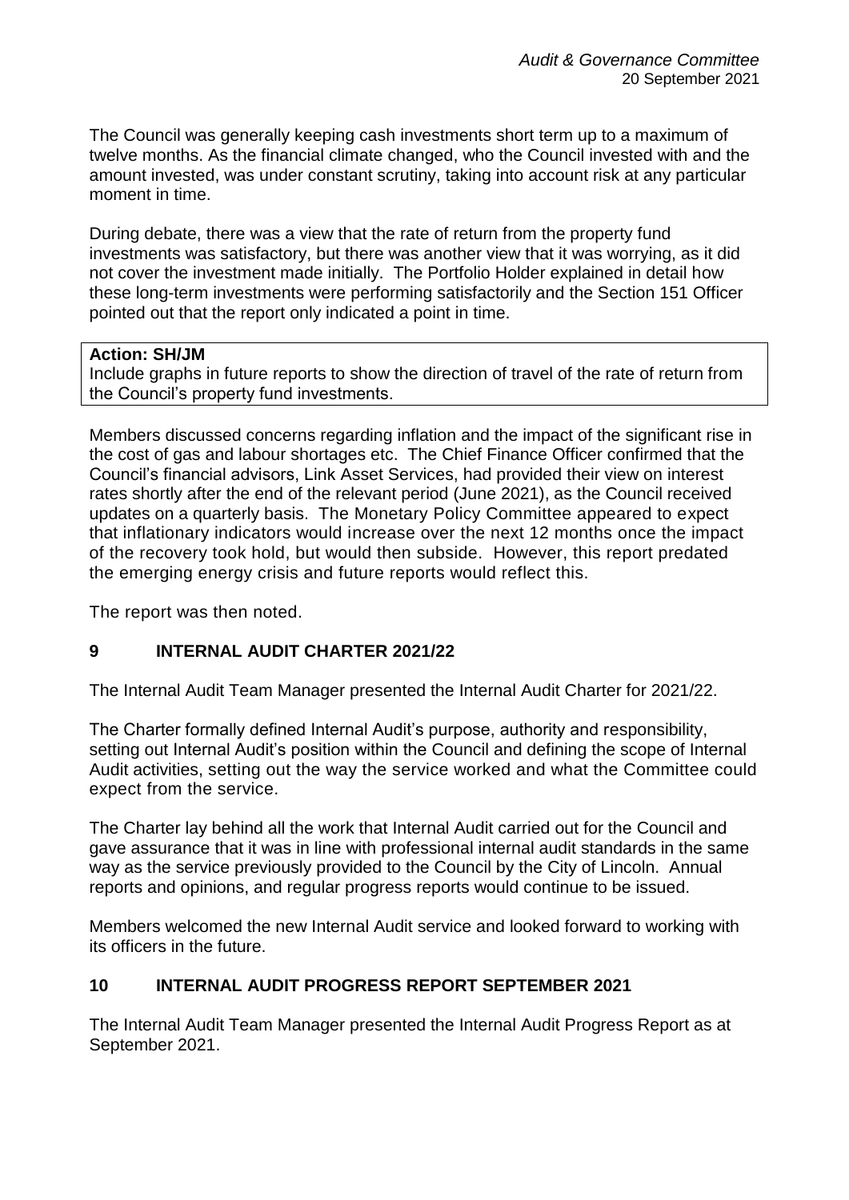The Council was generally keeping cash investments short term up to a maximum of twelve months. As the financial climate changed, who the Council invested with and the amount invested, was under constant scrutiny, taking into account risk at any particular moment in time.

During debate, there was a view that the rate of return from the property fund investments was satisfactory, but there was another view that it was worrying, as it did not cover the investment made initially. The Portfolio Holder explained in detail how these long-term investments were performing satisfactorily and the Section 151 Officer pointed out that the report only indicated a point in time.

| **Action: SH/JM** |
| --- |
| Include graphs in future reports to show the direction of travel of the rate of return from the Council's property fund investments. |

Members discussed concerns regarding inflation and the impact of the significant rise in the cost of gas and labour shortages etc. The Chief Finance Officer confirmed that the Council's financial advisors, Link Asset Services, had provided their view on interest rates shortly after the end of the relevant period (June 2021), as the Council received updates on a quarterly basis. The Monetary Policy Committee appeared to expect that inflationary indicators would increase over the next 12 months once the impact of the recovery took hold, but would then subside. However, this report predated the emerging energy crisis and future reports would reflect this.

The report was then noted.

## 9 INTERNAL AUDIT CHARTER 2021/22

The Internal Audit Team Manager presented the Internal Audit Charter for 2021/22.

The Charter formally defined Internal Audit's purpose, authority and responsibility, setting out Internal Audit's position within the Council and defining the scope of Internal Audit activities, setting out the way the service worked and what the Committee could expect from the service.

The Charter lay behind all the work that Internal Audit carried out for the Council and gave assurance that it was in line with professional internal audit standards in the same way as the service previously provided to the Council by the City of Lincoln. Annual reports and opinions, and regular progress reports would continue to be issued.

Members welcomed the new Internal Audit service and looked forward to working with its officers in the future.

## 10 INTERNAL AUDIT PROGRESS REPORT SEPTEMBER 2021

The Internal Audit Team Manager presented the Internal Audit Progress Report as at September 2021.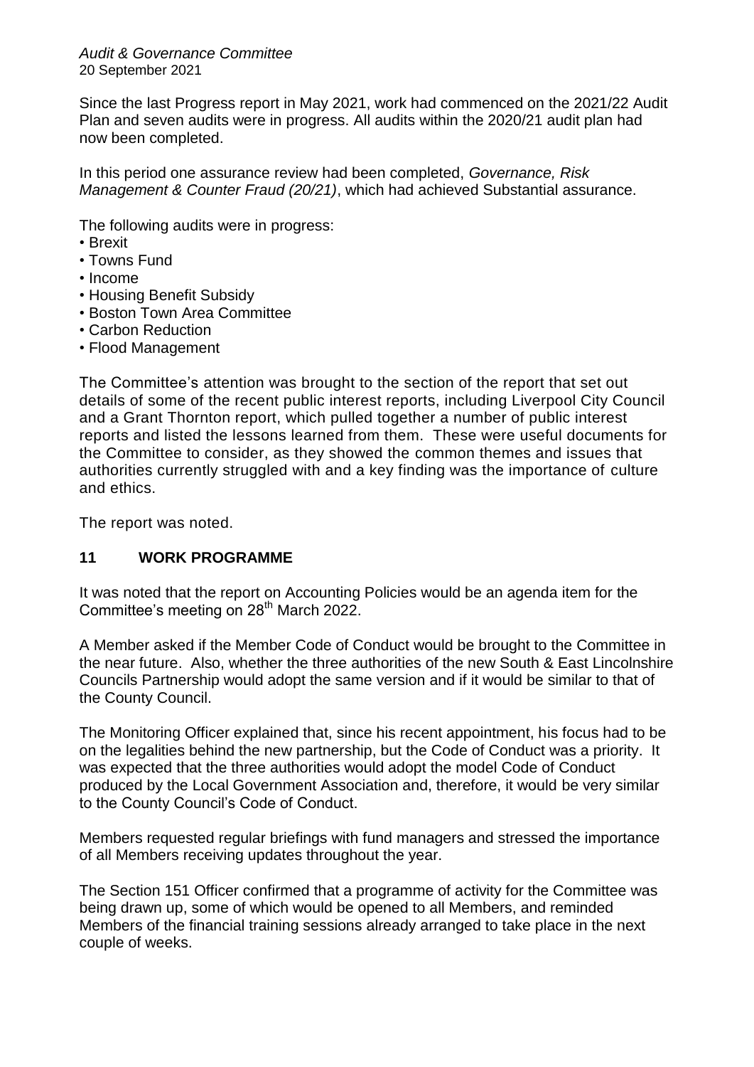Since the last Progress report in May 2021, work had commenced on the 2021/22 Audit Plan and seven audits were in progress. All audits within the 2020/21 audit plan had now been completed.

In this period one assurance review had been completed, *Governance, Risk Management & Counter Fraud (20/21)*, which had achieved Substantial assurance.

The following audits were in progress:

- Brexit
- Towns Fund
- Income
- Housing Benefit Subsidy
- Boston Town Area Committee
- Carbon Reduction
- Flood Management

The Committee's attention was brought to the section of the report that set out details of some of the recent public interest reports, including Liverpool City Council and a Grant Thornton report, which pulled together a number of public interest reports and listed the lessons learned from them. These were useful documents for the Committee to consider, as they showed the common themes and issues that authorities currently struggled with and a key finding was the importance of culture and ethics.

The report was noted.

## 11 WORK PROGRAMME

It was noted that the report on Accounting Policies would be an agenda item for the Committee's meeting on 28th March 2022.

A Member asked if the Member Code of Conduct would be brought to the Committee in the near future. Also, whether the three authorities of the new South & East Lincolnshire Councils Partnership would adopt the same version and if it would be similar to that of the County Council.

The Monitoring Officer explained that, since his recent appointment, his focus had to be on the legalities behind the new partnership, but the Code of Conduct was a priority. It was expected that the three authorities would adopt the model Code of Conduct produced by the Local Government Association and, therefore, it would be very similar to the County Council's Code of Conduct.

Members requested regular briefings with fund managers and stressed the importance of all Members receiving updates throughout the year.

The Section 151 Officer confirmed that a programme of activity for the Committee was being drawn up, some of which would be opened to all Members, and reminded Members of the financial training sessions already arranged to take place in the next couple of weeks.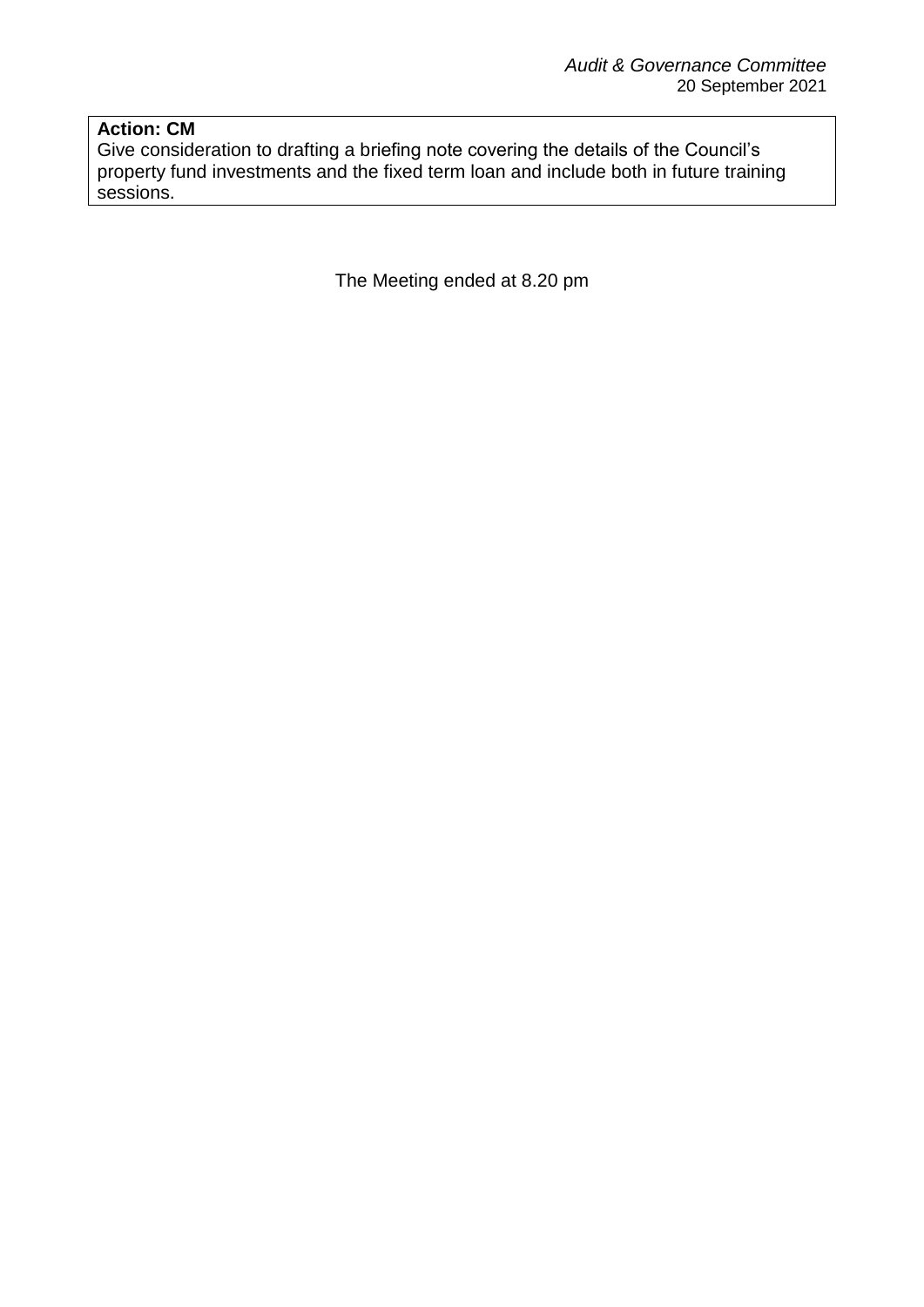**Action: CM**
Give consideration to drafting a briefing note covering the details of the Council's property fund investments and the fixed term loan and include both in future training sessions.

The Meeting ended at 8.20 pm